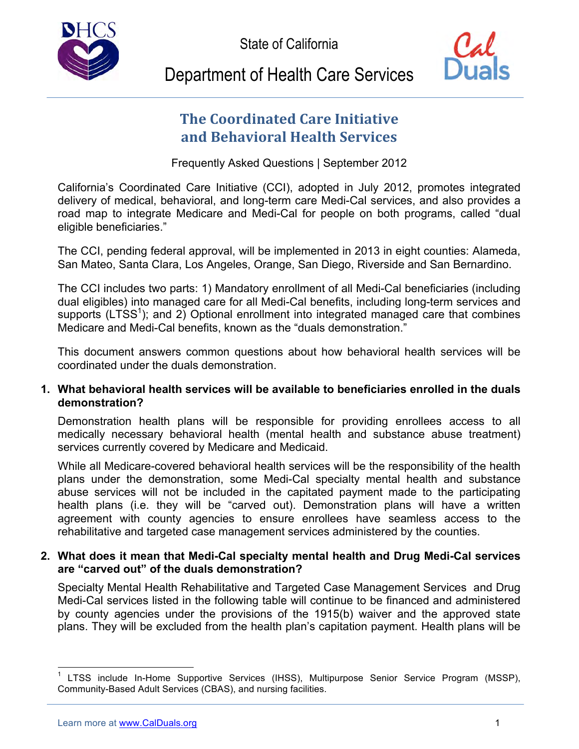State of California

# Department of Health Care Services

## The Coordinated Care Initiative and Behavioral Health Services

Frequently Asked Questions | September 2012

California's Coordinated Care Initiative (CCI), adopted in July 2012, promotes integrated delivery of medical, behavioral, and long-term care Medi-Cal services, and also provides a road map to integrate Medicare and Medi-Cal for people on both programs, called "dual eligible beneficiaries."

The CCI, pending federal approval, will be implemented in 2013 in eight counties: Alameda, San Mateo, Santa Clara, Los Angeles, Orange, San Diego, Riverside and San Bernardino.

The CCI includes two parts: 1) Mandatory enrollment of all Medi-Cal beneficiaries (including dual eligibles) into managed care for all Medi-Cal benefits, including long-term services and supports (LTSS[1]); and 2) Optional enrollment into integrated managed care that combines Medicare and Medi-Cal benefits, known as the "duals demonstration."

This document answers common questions about how behavioral health services will be coordinated under the duals demonstration.

**1. What behavioral health services will be available to beneficiaries enrolled in the duals demonstration?**

Demonstration health plans will be responsible for providing enrollees access to all medically necessary behavioral health (mental health and substance abuse treatment) services currently covered by Medicare and Medicaid.

While all Medicare-covered behavioral health services will be the responsibility of the health plans under the demonstration, some Medi-Cal specialty mental health and substance abuse services will not be included in the capitated payment made to the participating health plans (i.e. they will be "carved out). Demonstration plans will have a written agreement with county agencies to ensure enrollees have seamless access to the rehabilitative and targeted case management services administered by the counties.

**2. What does it mean that Medi-Cal specialty mental health and Drug Medi-Cal services are "carved out" of the duals demonstration?**

Specialty Mental Health Rehabilitative and Targeted Case Management Services and Drug Medi-Cal services listed in the following table will continue to be financed and administered by county agencies under the provisions of the 1915(b) waiver and the approved state plans. They will be excluded from the health plan's capitation payment. Health plans will be

[1] LTSS include In-Home Supportive Services (IHSS), Multipurpose Senior Service Program (MSSP), Community-Based Adult Services (CBAS), and nursing facilities.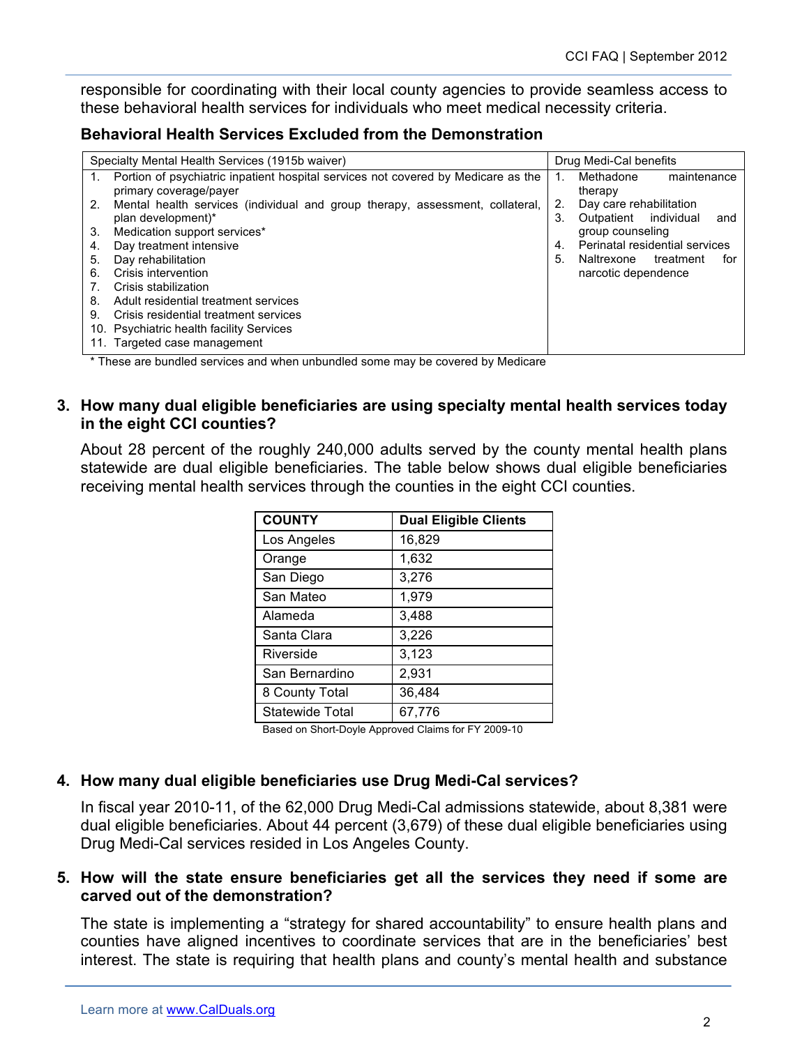responsible for coordinating with their local county agencies to provide seamless access to these behavioral health services for individuals who meet medical necessity criteria.

### Behavioral Health Services Excluded from the Demonstration

| Specialty Mental Health Services (1915b waiver) | Drug Medi-Cal benefits |
|---|---|
| 1. Portion of psychiatric inpatient hospital services not covered by Medicare as the primary coverage/payer<br>2. Mental health services (individual and group therapy, assessment, collateral, plan development)*<br>3. Medication support services*<br>4. Day treatment intensive<br>5. Day rehabilitation<br>6. Crisis intervention<br>7. Crisis stabilization<br>8. Adult residential treatment services<br>9. Crisis residential treatment services<br>10. Psychiatric health facility Services<br>11. Targeted case management | 1. Methadone maintenance therapy<br>2. Day care rehabilitation<br>3. Outpatient individual and group counseling<br>4. Perinatal residential services<br>5. Naltrexone treatment for narcotic dependence |

\* These are bundled services and when unbundled some may be covered by Medicare

**3. How many dual eligible beneficiaries are using specialty mental health services today in the eight CCI counties?**

About 28 percent of the roughly 240,000 adults served by the county mental health plans statewide are dual eligible beneficiaries. The table below shows dual eligible beneficiaries receiving mental health services through the counties in the eight CCI counties.

| COUNTY | Dual Eligible Clients |
|---|---|
| Los Angeles | 16,829 |
| Orange | 1,632 |
| San Diego | 3,276 |
| San Mateo | 1,979 |
| Alameda | 3,488 |
| Santa Clara | 3,226 |
| Riverside | 3,123 |
| San Bernardino | 2,931 |
| 8 County Total | 36,484 |
| Statewide Total | 67,776 |

Based on Short-Doyle Approved Claims for FY 2009-10

**4. How many dual eligible beneficiaries use Drug Medi-Cal services?**

In fiscal year 2010-11, of the 62,000 Drug Medi-Cal admissions statewide, about 8,381 were dual eligible beneficiaries. About 44 percent (3,679) of these dual eligible beneficiaries using Drug Medi-Cal services resided in Los Angeles County.

**5. How will the state ensure beneficiaries get all the services they need if some are carved out of the demonstration?**

The state is implementing a "strategy for shared accountability" to ensure health plans and counties have aligned incentives to coordinate services that are in the beneficiaries' best interest. The state is requiring that health plans and county's mental health and substance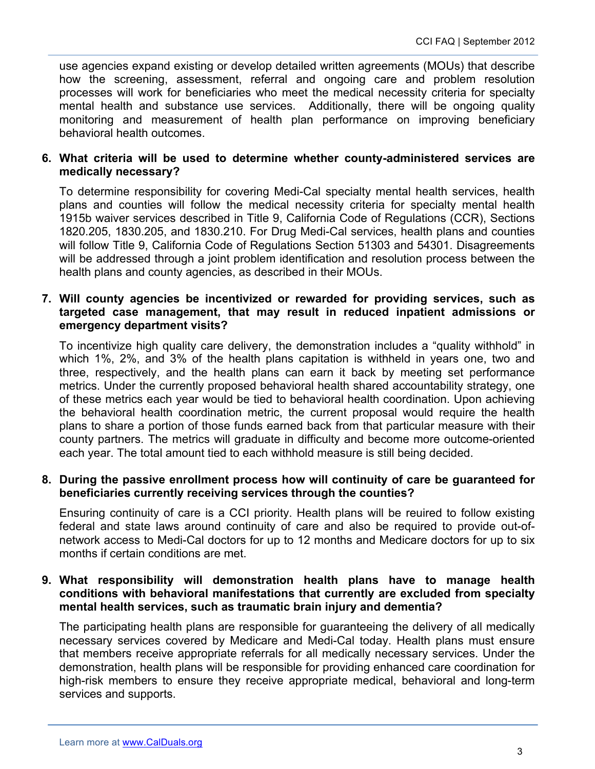use agencies expand existing or develop detailed written agreements (MOUs) that describe how the screening, assessment, referral and ongoing care and problem resolution processes will work for beneficiaries who meet the medical necessity criteria for specialty mental health and substance use services. Additionally, there will be ongoing quality monitoring and measurement of health plan performance on improving beneficiary behavioral health outcomes.

6. **What criteria will be used to determine whether county-administered services are medically necessary?**

   To determine responsibility for covering Medi-Cal specialty mental health services, health plans and counties will follow the medical necessity criteria for specialty mental health 1915b waiver services described in Title 9, California Code of Regulations (CCR), Sections 1820.205, 1830.205, and 1830.210. For Drug Medi-Cal services, health plans and counties will follow Title 9, California Code of Regulations Section 51303 and 54301. Disagreements will be addressed through a joint problem identification and resolution process between the health plans and county agencies, as described in their MOUs.

7. **Will county agencies be incentivized or rewarded for providing services, such as targeted case management, that may result in reduced inpatient admissions or emergency department visits?**

   To incentivize high quality care delivery, the demonstration includes a "quality withhold" in which 1%, 2%, and 3% of the health plans capitation is withheld in years one, two and three, respectively, and the health plans can earn it back by meeting set performance metrics. Under the currently proposed behavioral health shared accountability strategy, one of these metrics each year would be tied to behavioral health coordination. Upon achieving the behavioral health coordination metric, the current proposal would require the health plans to share a portion of those funds earned back from that particular measure with their county partners. The metrics will graduate in difficulty and become more outcome-oriented each year. The total amount tied to each withhold measure is still being decided.

8. **During the passive enrollment process how will continuity of care be guaranteed for beneficiaries currently receiving services through the counties?**

   Ensuring continuity of care is a CCI priority. Health plans will be reuired to follow existing federal and state laws around continuity of care and also be required to provide out-of-network access to Medi-Cal doctors for up to 12 months and Medicare doctors for up to six months if certain conditions are met.

9. **What responsibility will demonstration health plans have to manage health conditions with behavioral manifestations that currently are excluded from specialty mental health services, such as traumatic brain injury and dementia?**

   The participating health plans are responsible for guaranteeing the delivery of all medically necessary services covered by Medicare and Medi-Cal today. Health plans must ensure that members receive appropriate referrals for all medically necessary services. Under the demonstration, health plans will be responsible for providing enhanced care coordination for high-risk members to ensure they receive appropriate medical, behavioral and long-term services and supports.